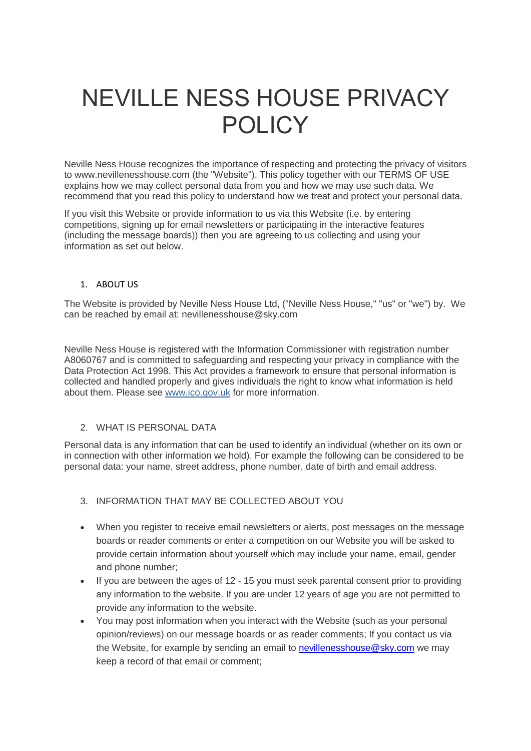# NEVILLE NESS HOUSE PRIVACY POLICY

Neville Ness House recognizes the importance of respecting and protecting the privacy of visitors to www.nevillenesshouse.com (the "Website"). This policy together with our TERMS OF USE explains how we may collect personal data from you and how we may use such data. We recommend that you read this policy to understand how we treat and protect your personal data.

If you visit this Website or provide information to us via this Website (i.e. by entering competitions, signing up for email newsletters or participating in the interactive features (including the message boards)) then you are agreeing to us collecting and using your information as set out below.

1. ABOUT US

The Website is provided by Neville Ness House Ltd, ("Neville Ness House," "us" or "we") by. We can be reached by email at: nevillenesshouse@sky.com

Neville Ness House is registered with the Information Commissioner with registration number A8060767 and is committed to safeguarding and respecting your privacy in compliance with the Data Protection Act 1998. This Act provides a framework to ensure that personal information is collected and handled properly and gives individuals the right to know what information is held about them. Please see [www.ico.gov.uk](http://www.ico.gov.uk) for more information.

2. WHAT IS PERSONAL DATA

Personal data is any information that can be used to identify an individual (whether on its own or in connection with other information we hold). For example the following can be considered to be personal data: your name, street address, phone number, date of birth and email address.

3. INFORMATION THAT MAY BE COLLECTED ABOUT YOU

- When you register to receive email newsletters or alerts, post messages on the message boards or reader comments or enter a competition on our Website you will be asked to provide certain information about yourself which may include your name, email, gender and phone number;
- If you are between the ages of 12 - 15 you must seek parental consent prior to providing any information to the website. If you are under 12 years of age you are not permitted to provide any information to the website.
- You may post information when you interact with the Website (such as your personal opinion/reviews) on our message boards or as reader comments; If you contact us via the Website, for example by sending an email to [nevillenesshouse@sky.com](mailto:nevillenesshouse@sky.com) we may keep a record of that email or comment;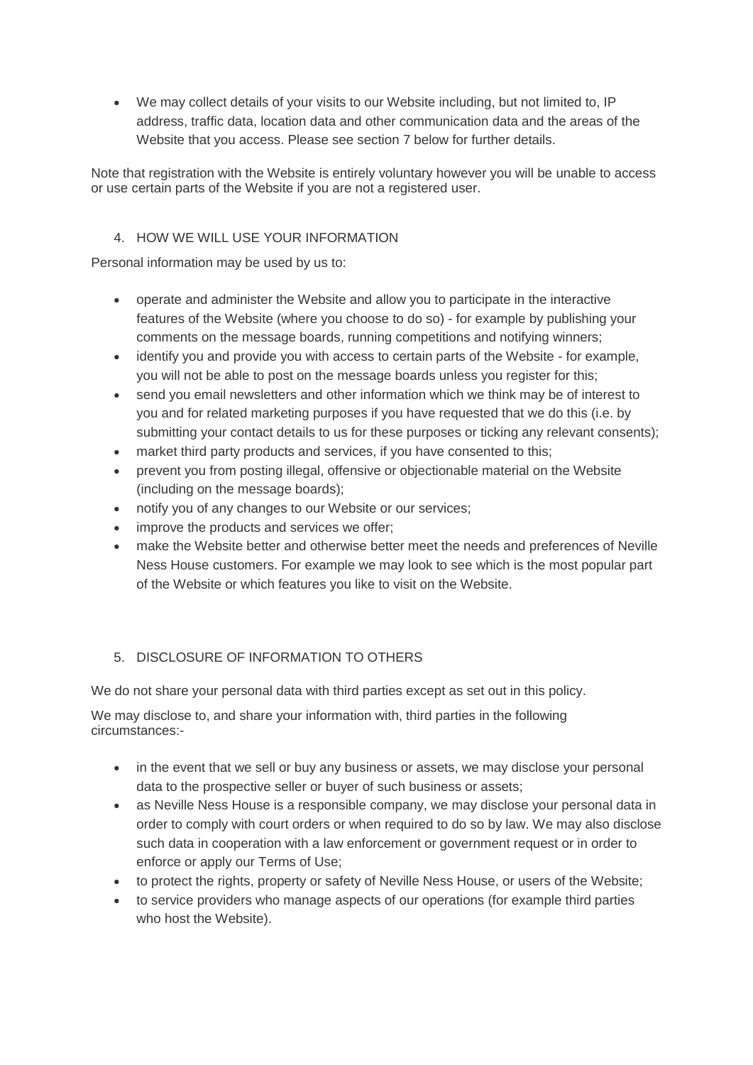- We may collect details of your visits to our Website including, but not limited to, IP address, traffic data, location data and other communication data and the areas of the Website that you access. Please see section 7 below for further details.

Note that registration with the Website is entirely voluntary however you will be unable to access or use certain parts of the Website if you are not a registered user.

## 4. HOW WE WILL USE YOUR INFORMATION

Personal information may be used by us to:

- operate and administer the Website and allow you to participate in the interactive features of the Website (where you choose to do so) - for example by publishing your comments on the message boards, running competitions and notifying winners;
- identify you and provide you with access to certain parts of the Website - for example, you will not be able to post on the message boards unless you register for this;
- send you email newsletters and other information which we think may be of interest to you and for related marketing purposes if you have requested that we do this (i.e. by submitting your contact details to us for these purposes or ticking any relevant consents);
- market third party products and services, if you have consented to this;
- prevent you from posting illegal, offensive or objectionable material on the Website (including on the message boards);
- notify you of any changes to our Website or our services;
- improve the products and services we offer;
- make the Website better and otherwise better meet the needs and preferences of Neville Ness House customers. For example we may look to see which is the most popular part of the Website or which features you like to visit on the Website.

## 5. DISCLOSURE OF INFORMATION TO OTHERS

We do not share your personal data with third parties except as set out in this policy.

We may disclose to, and share your information with, third parties in the following circumstances:-

- in the event that we sell or buy any business or assets, we may disclose your personal data to the prospective seller or buyer of such business or assets;
- as Neville Ness House is a responsible company, we may disclose your personal data in order to comply with court orders or when required to do so by law. We may also disclose such data in cooperation with a law enforcement or government request or in order to enforce or apply our Terms of Use;
- to protect the rights, property or safety of Neville Ness House, or users of the Website;
- to service providers who manage aspects of our operations (for example third parties who host the Website).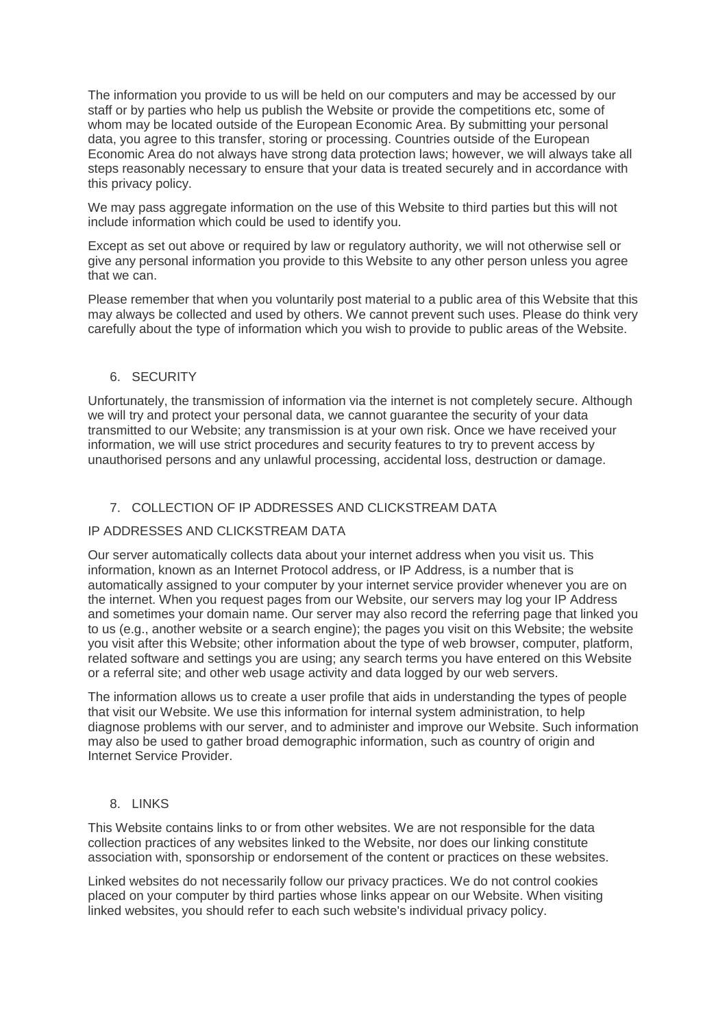The information you provide to us will be held on our computers and may be accessed by our staff or by parties who help us publish the Website or provide the competitions etc, some of whom may be located outside of the European Economic Area. By submitting your personal data, you agree to this transfer, storing or processing. Countries outside of the European Economic Area do not always have strong data protection laws; however, we will always take all steps reasonably necessary to ensure that your data is treated securely and in accordance with this privacy policy.

We may pass aggregate information on the use of this Website to third parties but this will not include information which could be used to identify you.

Except as set out above or required by law or regulatory authority, we will not otherwise sell or give any personal information you provide to this Website to any other person unless you agree that we can.

Please remember that when you voluntarily post material to a public area of this Website that this may always be collected and used by others. We cannot prevent such uses. Please do think very carefully about the type of information which you wish to provide to public areas of the Website.

## 6. SECURITY

Unfortunately, the transmission of information via the internet is not completely secure. Although we will try and protect your personal data, we cannot guarantee the security of your data transmitted to our Website; any transmission is at your own risk. Once we have received your information, we will use strict procedures and security features to try to prevent access by unauthorised persons and any unlawful processing, accidental loss, destruction or damage.

## 7. COLLECTION OF IP ADDRESSES AND CLICKSTREAM DATA

### IP ADDRESSES AND CLICKSTREAM DATA

Our server automatically collects data about your internet address when you visit us. This information, known as an Internet Protocol address, or IP Address, is a number that is automatically assigned to your computer by your internet service provider whenever you are on the internet. When you request pages from our Website, our servers may log your IP Address and sometimes your domain name. Our server may also record the referring page that linked you to us (e.g., another website or a search engine); the pages you visit on this Website; the website you visit after this Website; other information about the type of web browser, computer, platform, related software and settings you are using; any search terms you have entered on this Website or a referral site; and other web usage activity and data logged by our web servers.

The information allows us to create a user profile that aids in understanding the types of people that visit our Website. We use this information for internal system administration, to help diagnose problems with our server, and to administer and improve our Website. Such information may also be used to gather broad demographic information, such as country of origin and Internet Service Provider.

## 8. LINKS

This Website contains links to or from other websites. We are not responsible for the data collection practices of any websites linked to the Website, nor does our linking constitute association with, sponsorship or endorsement of the content or practices on these websites.

Linked websites do not necessarily follow our privacy practices. We do not control cookies placed on your computer by third parties whose links appear on our Website. When visiting linked websites, you should refer to each such website's individual privacy policy.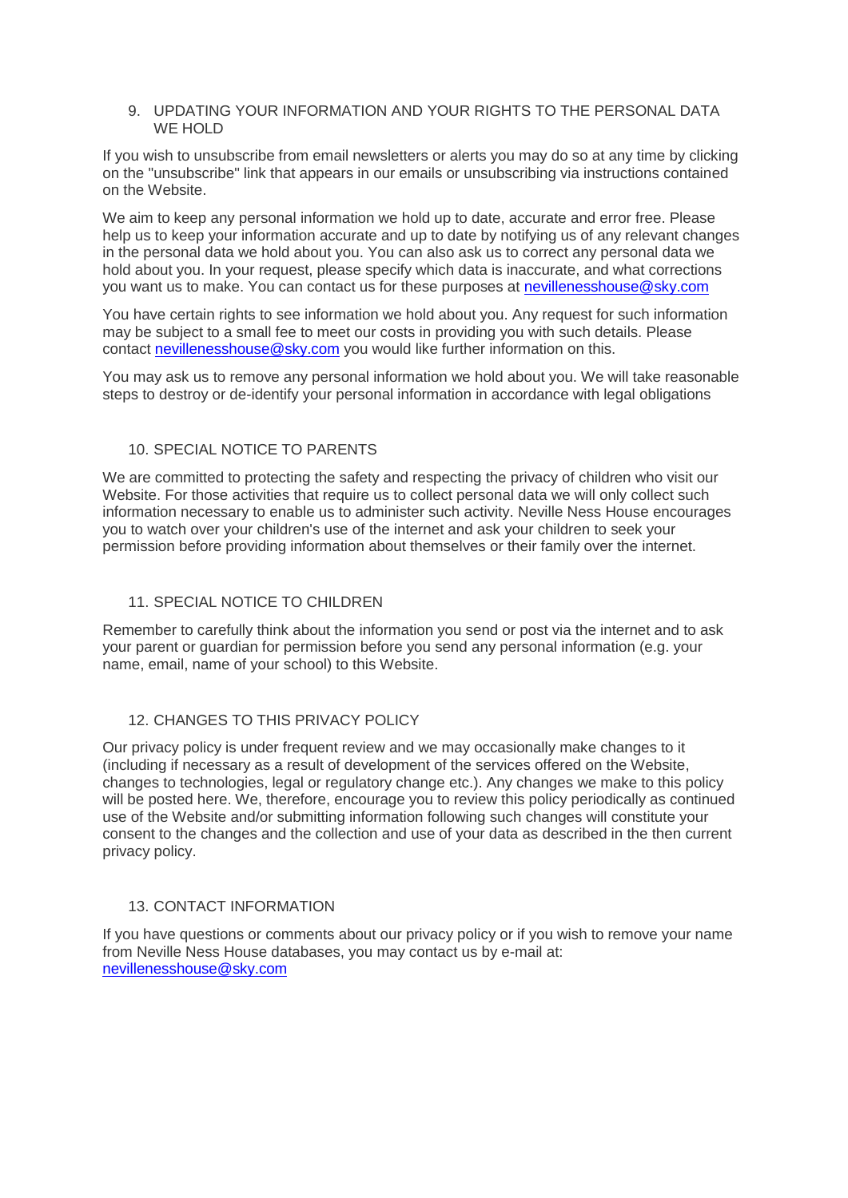## 9. UPDATING YOUR INFORMATION AND YOUR RIGHTS TO THE PERSONAL DATA WE HOLD

If you wish to unsubscribe from email newsletters or alerts you may do so at any time by clicking on the "unsubscribe" link that appears in our emails or unsubscribing via instructions contained on the Website.

We aim to keep any personal information we hold up to date, accurate and error free. Please help us to keep your information accurate and up to date by notifying us of any relevant changes in the personal data we hold about you. You can also ask us to correct any personal data we hold about you. In your request, please specify which data is inaccurate, and what corrections you want us to make. You can contact us for these purposes at nevillenesshouse@sky.com

You have certain rights to see information we hold about you. Any request for such information may be subject to a small fee to meet our costs in providing you with such details. Please contact nevillenesshouse@sky.com you would like further information on this.

You may ask us to remove any personal information we hold about you. We will take reasonable steps to destroy or de-identify your personal information in accordance with legal obligations

## 10. SPECIAL NOTICE TO PARENTS

We are committed to protecting the safety and respecting the privacy of children who visit our Website. For those activities that require us to collect personal data we will only collect such information necessary to enable us to administer such activity. Neville Ness House encourages you to watch over your children's use of the internet and ask your children to seek your permission before providing information about themselves or their family over the internet.

## 11. SPECIAL NOTICE TO CHILDREN

Remember to carefully think about the information you send or post via the internet and to ask your parent or guardian for permission before you send any personal information (e.g. your name, email, name of your school) to this Website.

## 12. CHANGES TO THIS PRIVACY POLICY

Our privacy policy is under frequent review and we may occasionally make changes to it (including if necessary as a result of development of the services offered on the Website, changes to technologies, legal or regulatory change etc.). Any changes we make to this policy will be posted here. We, therefore, encourage you to review this policy periodically as continued use of the Website and/or submitting information following such changes will constitute your consent to the changes and the collection and use of your data as described in the then current privacy policy.

## 13. CONTACT INFORMATION

If you have questions or comments about our privacy policy or if you wish to remove your name from Neville Ness House databases, you may contact us by e-mail at: nevillenesshouse@sky.com